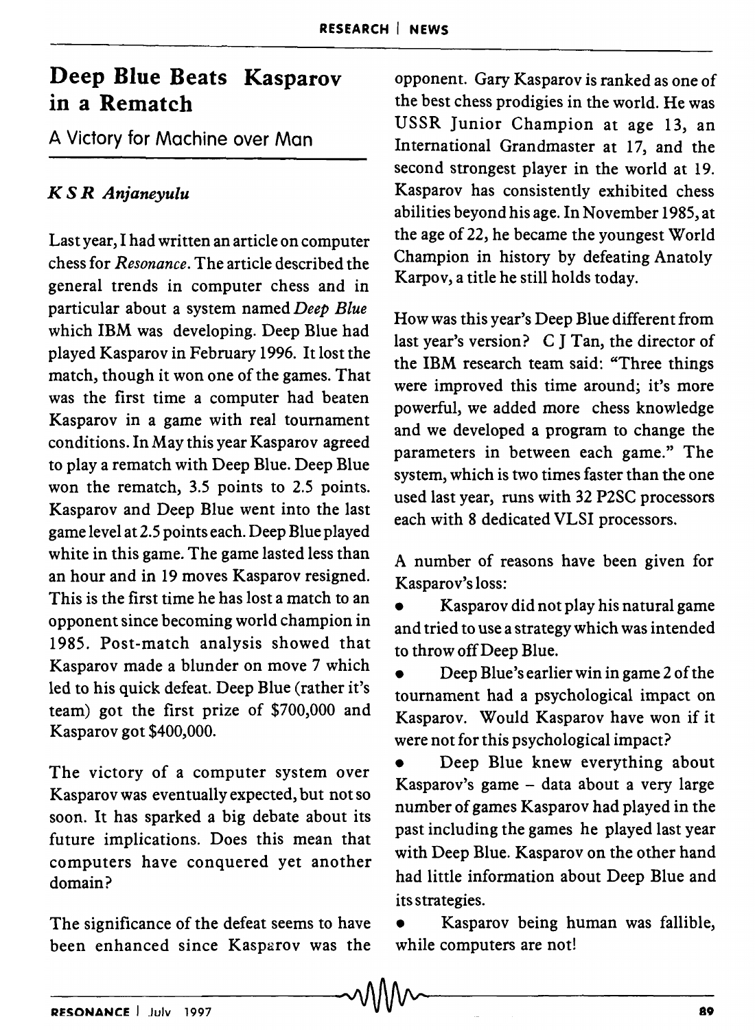# Deep Blue Beats Kasparov in a Rematch

## A Victory for Machine over Man

*K S R Anjaneyulu*

Last year, I had written an article on computer chess for *Resonance*. The article described the general trends in computer chess and in particular about a system named *Deep Blue* which IBM was developing. Deep Blue had played Kasparov in February 1996. It lost the match, though it won one of the games. That was the first time a computer had beaten Kasparov in a game with real tournament conditions. In May this year Kasparov agreed to play a rematch with Deep Blue. Deep Blue won the rematch, 3.5 points to 2.5 points. Kasparov and Deep Blue went into the last game level at 2.5 points each. Deep Blue played white in this game. The game lasted less than an hour and in 19 moves Kasparov resigned. This is the first time he has lost a match to an opponent since becoming world champion in 1985. Post-match analysis showed that Kasparov made a blunder on move 7 which led to his quick defeat. Deep Blue (rather it's team) got the first prize of $700,000 and Kasparov got $400,000.

The victory of a computer system over Kasparov was eventually expected, but not so soon. It has sparked a big debate about its future implications. Does this mean that computers have conquered yet another domain?

The significance of the defeat seems to have been enhanced since Kasparov was the opponent. Gary Kasparov is ranked as one of the best chess prodigies in the world. He was USSR Junior Champion at age 13, an International Grandmaster at 17, and the second strongest player in the world at 19. Kasparov has consistently exhibited chess abilities beyond his age. In November 1985, at the age of 22, he became the youngest World Champion in history by defeating Anatoly Karpov, a title he still holds today.

How was this year's Deep Blue different from last year's version? C J Tan, the director of the IBM research team said: "Three things were improved this time around; it's more powerful, we added more chess knowledge and we developed a program to change the parameters in between each game." The system, which is two times faster than the one used last year, runs with 32 P2SC processors each with 8 dedicated VLSI processors.

A number of reasons have been given for Kasparov's loss:

- Kasparov did not play his natural game and tried to use a strategy which was intended to throw off Deep Blue.
- Deep Blue's earlier win in game 2 of the tournament had a psychological impact on Kasparov. Would Kasparov have won if it were not for this psychological impact?
- Deep Blue knew everything about Kasparov's game – data about a very large number of games Kasparov had played in the past including the games he played last year with Deep Blue. Kasparov on the other hand had little information about Deep Blue and its strategies.
- Kasparov being human was fallible, while computers are not!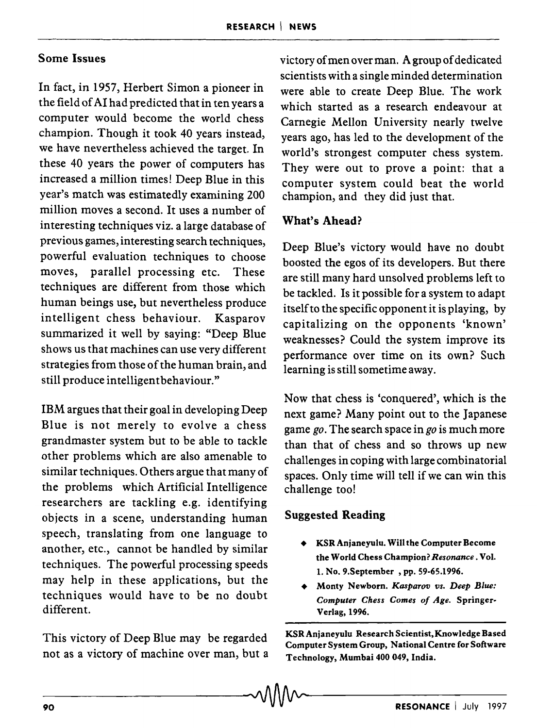## Some Issues

In fact, in 1957, Herbert Simon a pioneer in the field of AI had predicted that in ten years a computer would become the world chess champion. Though it took 40 years instead, we have nevertheless achieved the target. In these 40 years the power of computers has increased a million times! Deep Blue in this year's match was estimatedly examining 200 million moves a second. It uses a number of interesting techniques viz. a large database of previous games, interesting search techniques, powerful evaluation techniques to choose moves, parallel processing etc. These techniques are different from those which human beings use, but nevertheless produce intelligent chess behaviour. Kasparov summarized it well by saying: "Deep Blue shows us that machines can use very different strategies from those of the human brain, and still produce intelligentbehaviour."

IBM argues that their goal in developing Deep Blue is not merely to evolve a chess grandmaster system but to be able to tackle other problems which are also amenable to similar techniques. Others argue that many of the problems which Artificial Intelligence researchers are tackling e.g. identifying objects in a scene, understanding human speech, translating from one language to another, etc., cannot be handled by similar techniques. The powerful processing speeds may help in these applications, but the techniques would have to be no doubt different.

This victory of Deep Blue may be regarded not as a victory of machine over man, but a victory of men over man. A group of dedicated scientists with a single minded determination were able to create Deep Blue. The work which started as a research endeavour at Carnegie Mellon University nearly twelve years ago, has led to the development of the world's strongest computer chess system. They were out to prove a point: that a computer system could beat the world champion, and they did just that.

## What's Ahead?

Deep Blue's victory would have no doubt boosted the egos of its developers. But there are still many hard unsolved problems left to be tackled. Is it possible for a system to adapt itself to the specific opponent it is playing, by capitalizing on the opponents 'known' weaknesses? Could the system improve its performance over time on its own? Such learning is still sometime away.

Now that chess is 'conquered', which is the next game? Many point out to the Japanese game *go*. The search space in *go* is much more than that of chess and so throws up new challenges in coping with large combinatorial spaces. Only time will tell if we can win this challenge too!

## Suggested Reading

- KSR Anjaneyulu. Will the Computer Become the World Chess Champion? *Resonance*. Vol. 1. No. 9.September , pp. 59-65.1996.
- Monty Newborn. *Kasparov vs. Deep Blue: Computer Chess Comes of Age*. Springer-Verlag, 1996.

**KSR Anjaneyulu Research Scientist, Knowledge Based Computer System Group, National Centre for Software Technology, Mumbai 400 049, India.**